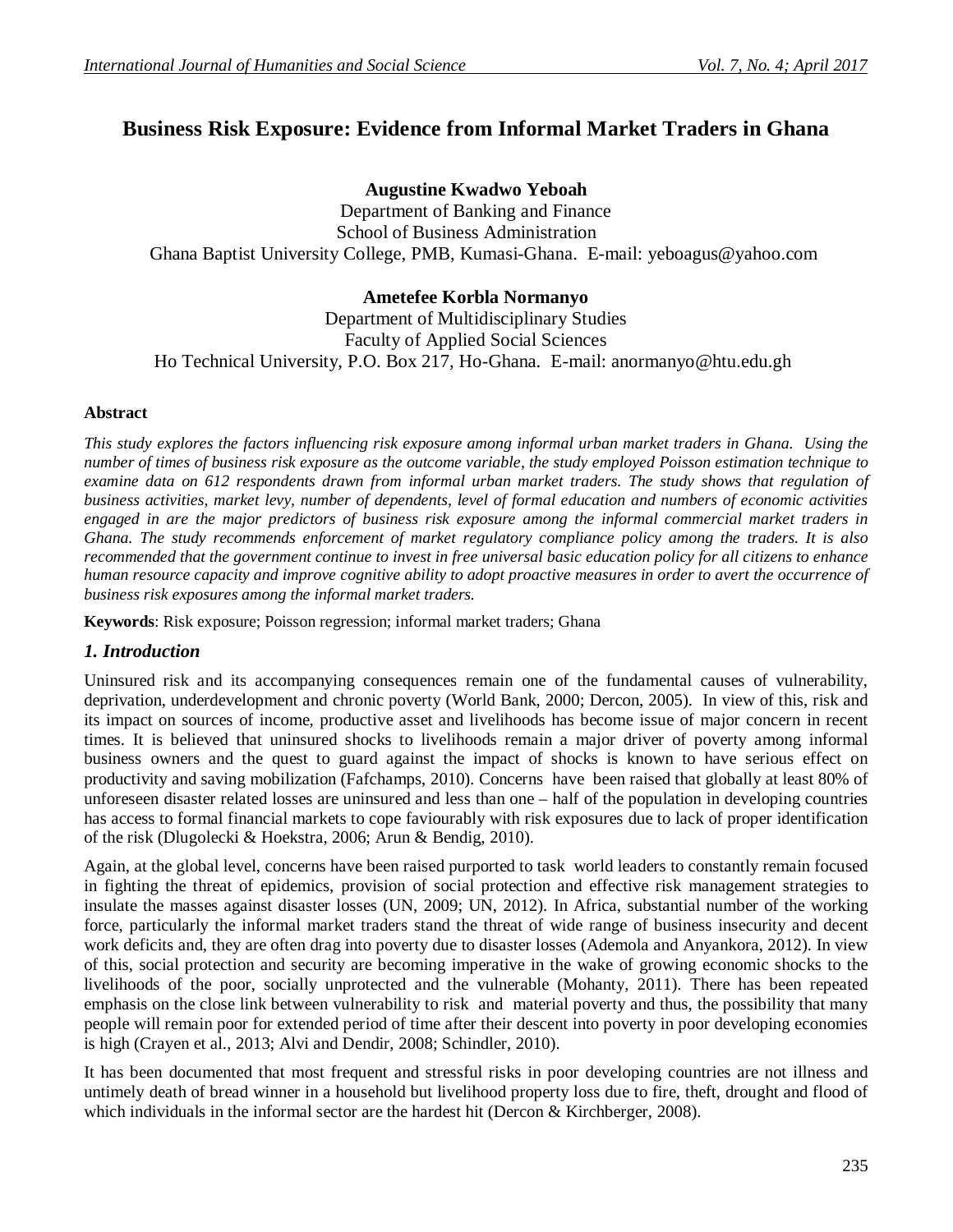# Business Risk Exposure: Evidence from Informal Market Traders in Ghana

**Augustine Kwadwo Yeboah**
Department of Banking and Finance
School of Business Administration
Ghana Baptist University College, PMB, Kumasi-Ghana. E-mail: yeboagus@yahoo.com

**Ametefee Korbla Normanyo**
Department of Multidisciplinary Studies
Faculty of Applied Social Sciences
Ho Technical University, P.O. Box 217, Ho-Ghana. E-mail: anormanyo@htu.edu.gh

### Abstract

*This study explores the factors influencing risk exposure among informal urban market traders in Ghana. Using the number of times of business risk exposure as the outcome variable, the study employed Poisson estimation technique to examine data on 612 respondents drawn from informal urban market traders. The study shows that regulation of business activities, market levy, number of dependents, level of formal education and numbers of economic activities engaged in are the major predictors of business risk exposure among the informal commercial market traders in Ghana. The study recommends enforcement of market regulatory compliance policy among the traders. It is also recommended that the government continue to invest in free universal basic education policy for all citizens to enhance human resource capacity and improve cognitive ability to adopt proactive measures in order to avert the occurrence of business risk exposures among the informal market traders.*

**Keywords**: Risk exposure; Poisson regression; informal market traders; Ghana

## *1. Introduction*

Uninsured risk and its accompanying consequences remain one of the fundamental causes of vulnerability, deprivation, underdevelopment and chronic poverty (World Bank, 2000; Dercon, 2005). In view of this, risk and its impact on sources of income, productive asset and livelihoods has become issue of major concern in recent times. It is believed that uninsured shocks to livelihoods remain a major driver of poverty among informal business owners and the quest to guard against the impact of shocks is known to have serious effect on productivity and saving mobilization (Fafchamps, 2010). Concerns have been raised that globally at least 80% of unforeseen disaster related losses are uninsured and less than one – half of the population in developing countries has access to formal financial markets to cope faviourably with risk exposures due to lack of proper identification of the risk (Dlugolecki & Hoekstra, 2006; Arun & Bendig, 2010).

Again, at the global level, concerns have been raised purported to task world leaders to constantly remain focused in fighting the threat of epidemics, provision of social protection and effective risk management strategies to insulate the masses against disaster losses (UN, 2009; UN, 2012). In Africa, substantial number of the working force, particularly the informal market traders stand the threat of wide range of business insecurity and decent work deficits and, they are often drag into poverty due to disaster losses (Ademola and Anyankora, 2012). In view of this, social protection and security are becoming imperative in the wake of growing economic shocks to the livelihoods of the poor, socially unprotected and the vulnerable (Mohanty, 2011). There has been repeated emphasis on the close link between vulnerability to risk and material poverty and thus, the possibility that many people will remain poor for extended period of time after their descent into poverty in poor developing economies is high (Crayen et al., 2013; Alvi and Dendir, 2008; Schindler, 2010).

It has been documented that most frequent and stressful risks in poor developing countries are not illness and untimely death of bread winner in a household but livelihood property loss due to fire, theft, drought and flood of which individuals in the informal sector are the hardest hit (Dercon & Kirchberger, 2008).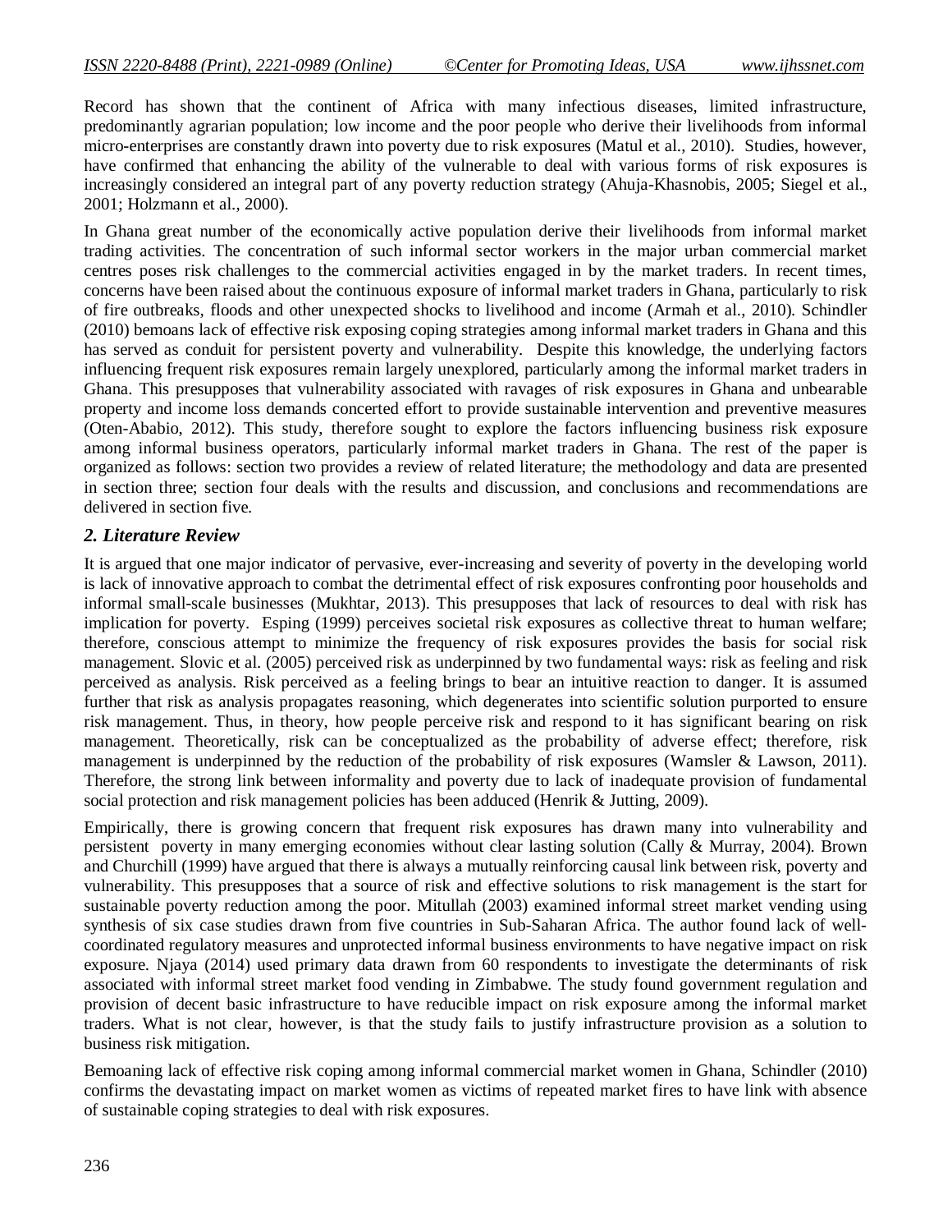Record has shown that the continent of Africa with many infectious diseases, limited infrastructure, predominantly agrarian population; low income and the poor people who derive their livelihoods from informal micro-enterprises are constantly drawn into poverty due to risk exposures (Matul et al., 2010). Studies, however, have confirmed that enhancing the ability of the vulnerable to deal with various forms of risk exposures is increasingly considered an integral part of any poverty reduction strategy (Ahuja-Khasnobis, 2005; Siegel et al., 2001; Holzmann et al., 2000).

In Ghana great number of the economically active population derive their livelihoods from informal market trading activities. The concentration of such informal sector workers in the major urban commercial market centres poses risk challenges to the commercial activities engaged in by the market traders. In recent times, concerns have been raised about the continuous exposure of informal market traders in Ghana, particularly to risk of fire outbreaks, floods and other unexpected shocks to livelihood and income (Armah et al., 2010). Schindler (2010) bemoans lack of effective risk exposing coping strategies among informal market traders in Ghana and this has served as conduit for persistent poverty and vulnerability. Despite this knowledge, the underlying factors influencing frequent risk exposures remain largely unexplored, particularly among the informal market traders in Ghana. This presupposes that vulnerability associated with ravages of risk exposures in Ghana and unbearable property and income loss demands concerted effort to provide sustainable intervention and preventive measures (Oten-Ababio, 2012). This study, therefore sought to explore the factors influencing business risk exposure among informal business operators, particularly informal market traders in Ghana. The rest of the paper is organized as follows: section two provides a review of related literature; the methodology and data are presented in section three; section four deals with the results and discussion, and conclusions and recommendations are delivered in section five.

## *2. Literature Review*

It is argued that one major indicator of pervasive, ever-increasing and severity of poverty in the developing world is lack of innovative approach to combat the detrimental effect of risk exposures confronting poor households and informal small-scale businesses (Mukhtar, 2013). This presupposes that lack of resources to deal with risk has implication for poverty. Esping (1999) perceives societal risk exposures as collective threat to human welfare; therefore, conscious attempt to minimize the frequency of risk exposures provides the basis for social risk management. Slovic et al. (2005) perceived risk as underpinned by two fundamental ways: risk as feeling and risk perceived as analysis. Risk perceived as a feeling brings to bear an intuitive reaction to danger. It is assumed further that risk as analysis propagates reasoning, which degenerates into scientific solution purported to ensure risk management. Thus, in theory, how people perceive risk and respond to it has significant bearing on risk management. Theoretically, risk can be conceptualized as the probability of adverse effect; therefore, risk management is underpinned by the reduction of the probability of risk exposures (Wamsler & Lawson, 2011). Therefore, the strong link between informality and poverty due to lack of inadequate provision of fundamental social protection and risk management policies has been adduced (Henrik & Jutting, 2009).

Empirically, there is growing concern that frequent risk exposures has drawn many into vulnerability and persistent poverty in many emerging economies without clear lasting solution (Cally & Murray, 2004). Brown and Churchill (1999) have argued that there is always a mutually reinforcing causal link between risk, poverty and vulnerability. This presupposes that a source of risk and effective solutions to risk management is the start for sustainable poverty reduction among the poor. Mitullah (2003) examined informal street market vending using synthesis of six case studies drawn from five countries in Sub-Saharan Africa. The author found lack of well-coordinated regulatory measures and unprotected informal business environments to have negative impact on risk exposure. Njaya (2014) used primary data drawn from 60 respondents to investigate the determinants of risk associated with informal street market food vending in Zimbabwe. The study found government regulation and provision of decent basic infrastructure to have reducible impact on risk exposure among the informal market traders. What is not clear, however, is that the study fails to justify infrastructure provision as a solution to business risk mitigation.

Bemoaning lack of effective risk coping among informal commercial market women in Ghana, Schindler (2010) confirms the devastating impact on market women as victims of repeated market fires to have link with absence of sustainable coping strategies to deal with risk exposures.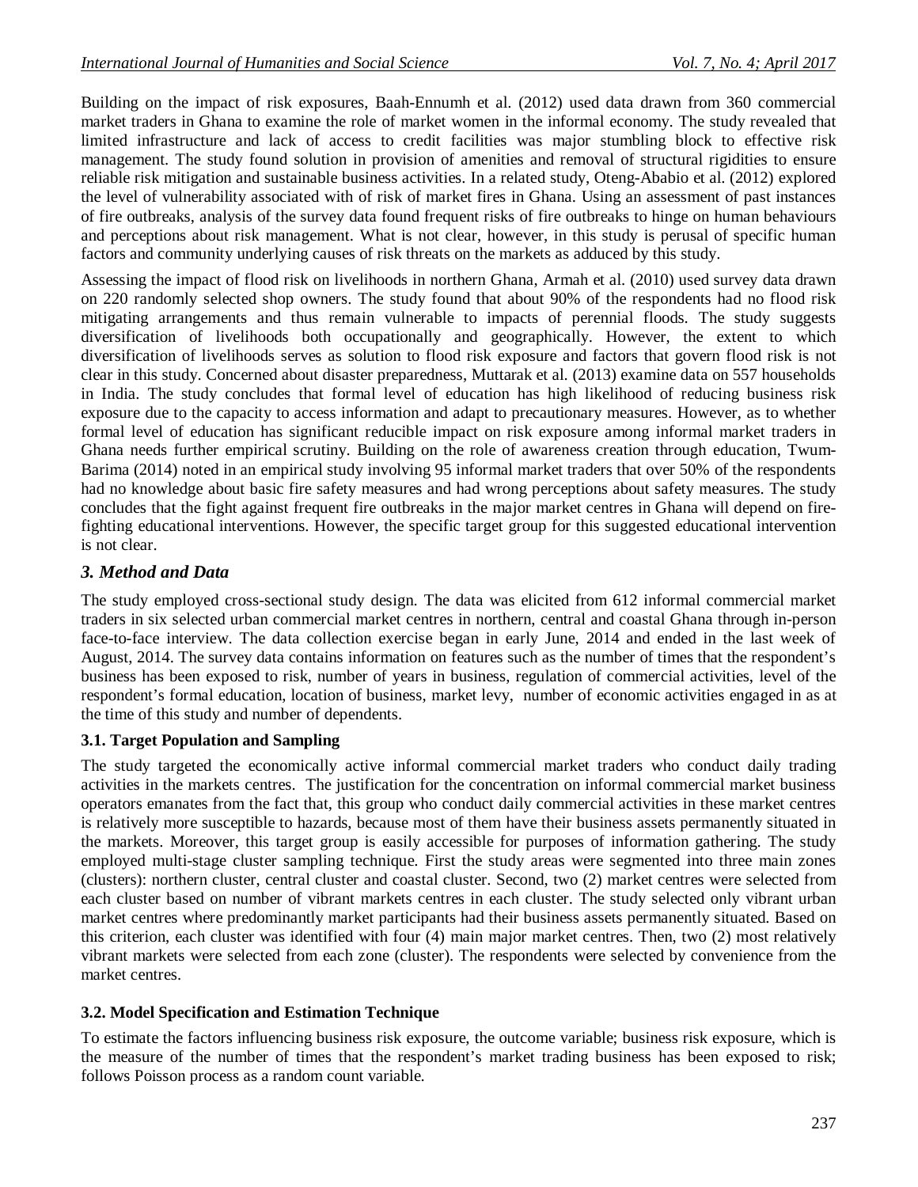Building on the impact of risk exposures, Baah-Ennumh et al. (2012) used data drawn from 360 commercial market traders in Ghana to examine the role of market women in the informal economy. The study revealed that limited infrastructure and lack of access to credit facilities was major stumbling block to effective risk management. The study found solution in provision of amenities and removal of structural rigidities to ensure reliable risk mitigation and sustainable business activities. In a related study, Oteng-Ababio et al. (2012) explored the level of vulnerability associated with of risk of market fires in Ghana. Using an assessment of past instances of fire outbreaks, analysis of the survey data found frequent risks of fire outbreaks to hinge on human behaviours and perceptions about risk management. What is not clear, however, in this study is perusal of specific human factors and community underlying causes of risk threats on the markets as adduced by this study.

Assessing the impact of flood risk on livelihoods in northern Ghana, Armah et al. (2010) used survey data drawn on 220 randomly selected shop owners. The study found that about 90% of the respondents had no flood risk mitigating arrangements and thus remain vulnerable to impacts of perennial floods. The study suggests diversification of livelihoods both occupationally and geographically. However, the extent to which diversification of livelihoods serves as solution to flood risk exposure and factors that govern flood risk is not clear in this study. Concerned about disaster preparedness, Muttarak et al. (2013) examine data on 557 households in India. The study concludes that formal level of education has high likelihood of reducing business risk exposure due to the capacity to access information and adapt to precautionary measures. However, as to whether formal level of education has significant reducible impact on risk exposure among informal market traders in Ghana needs further empirical scrutiny. Building on the role of awareness creation through education, Twum-Barima (2014) noted in an empirical study involving 95 informal market traders that over 50% of the respondents had no knowledge about basic fire safety measures and had wrong perceptions about safety measures. The study concludes that the fight against frequent fire outbreaks in the major market centres in Ghana will depend on fire-fighting educational interventions. However, the specific target group for this suggested educational intervention is not clear.

## *3. Method and Data*

The study employed cross-sectional study design. The data was elicited from 612 informal commercial market traders in six selected urban commercial market centres in northern, central and coastal Ghana through in-person face-to-face interview. The data collection exercise began in early June, 2014 and ended in the last week of August, 2014. The survey data contains information on features such as the number of times that the respondent's business has been exposed to risk, number of years in business, regulation of commercial activities, level of the respondent's formal education, location of business, market levy, number of economic activities engaged in as at the time of this study and number of dependents.

### 3.1. Target Population and Sampling

The study targeted the economically active informal commercial market traders who conduct daily trading activities in the markets centres. The justification for the concentration on informal commercial market business operators emanates from the fact that, this group who conduct daily commercial activities in these market centres is relatively more susceptible to hazards, because most of them have their business assets permanently situated in the markets. Moreover, this target group is easily accessible for purposes of information gathering. The study employed multi-stage cluster sampling technique. First the study areas were segmented into three main zones (clusters): northern cluster, central cluster and coastal cluster. Second, two (2) market centres were selected from each cluster based on number of vibrant markets centres in each cluster. The study selected only vibrant urban market centres where predominantly market participants had their business assets permanently situated. Based on this criterion, each cluster was identified with four (4) main major market centres. Then, two (2) most relatively vibrant markets were selected from each zone (cluster). The respondents were selected by convenience from the market centres.

### 3.2. Model Specification and Estimation Technique

To estimate the factors influencing business risk exposure, the outcome variable; business risk exposure, which is the measure of the number of times that the respondent's market trading business has been exposed to risk; follows Poisson process as a random count variable.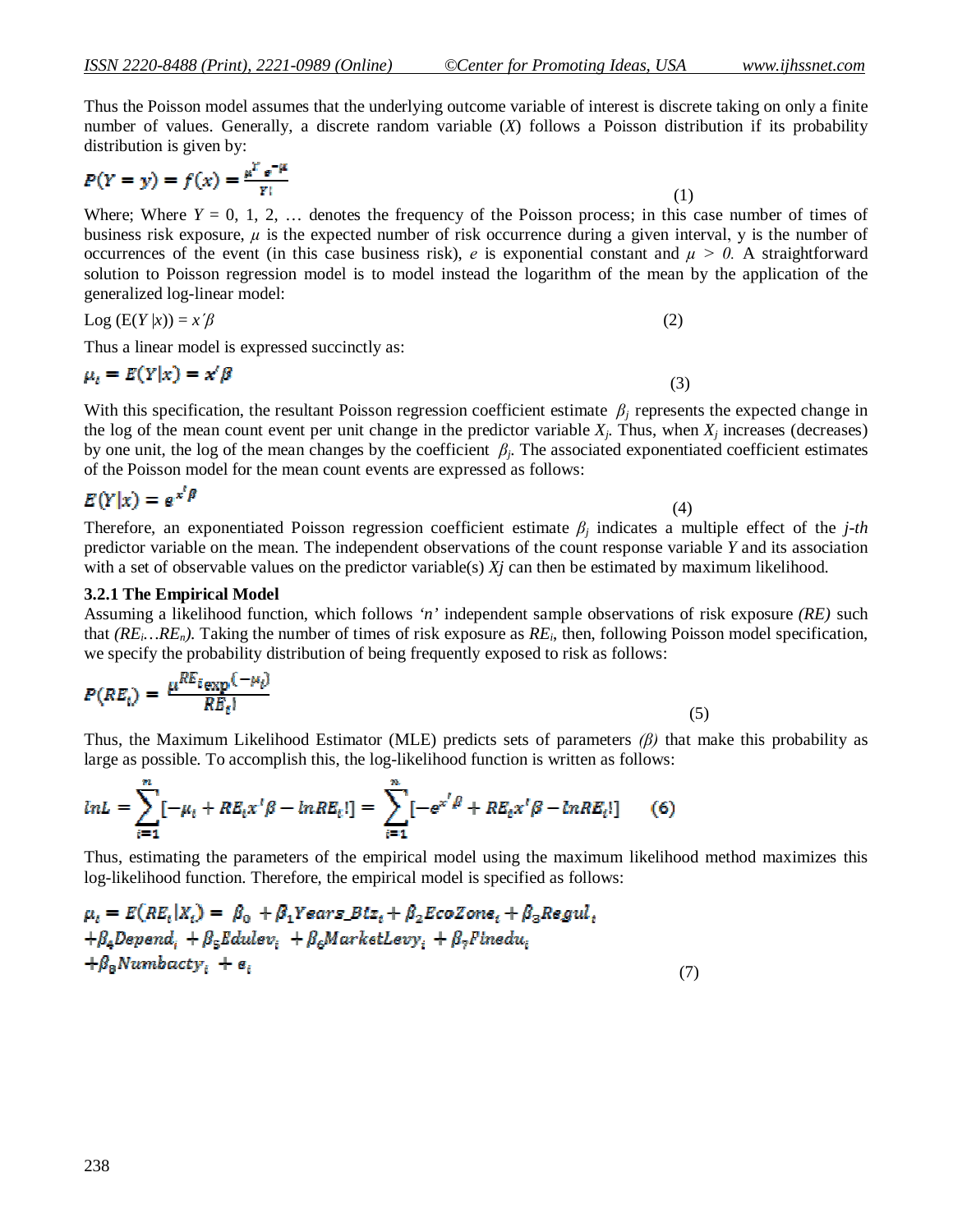Thus the Poisson model assumes that the underlying outcome variable of interest is discrete taking on only a finite number of values. Generally, a discrete random variable ($X$) follows a Poisson distribution if its probability distribution is given by:

$$P(Y = y) = f(x) = \frac{\mu^{Y} e^{-\mu}}{Y!} \quad (1)$$

Where; Where $Y = 0, 1, 2, \ldots$ denotes the frequency of the Poisson process; in this case number of times of business risk exposure, $\mu$ is the expected number of risk occurrence during a given interval, y is the number of occurrences of the event (in this case business risk), $e$ is exponential constant and $\mu > 0$. A straightforward solution to Poisson regression model is to model instead the logarithm of the mean by the application of the generalized log-linear model:

$$\text{Log}\,(E(Y|x)) = x'\beta \quad (2)$$

Thus a linear model is expressed succinctly as:

$$\mu_i = E(Y|x) = x'\beta \quad (3)$$

With this specification, the resultant Poisson regression coefficient estimate $\beta_j$ represents the expected change in the log of the mean count event per unit change in the predictor variable $X_j$. Thus, when $X_j$ increases (decreases) by one unit, the log of the mean changes by the coefficient $\beta_j$. The associated exponentiated coefficient estimates of the Poisson model for the mean count events are expressed as follows:

$$E(Y|x) = e^{x'\beta} \quad (4)$$

Therefore, an exponentiated Poisson regression coefficient estimate $\beta_j$ indicates a multiple effect of the *j-th* predictor variable on the mean. The independent observations of the count response variable *Y* and its association with a set of observable values on the predictor variable(s) $X_j$ can then be estimated by maximum likelihood.

### 3.2.1 The Empirical Model

Assuming a likelihood function, which follows *'n'* independent sample observations of risk exposure *(RE)* such that $(RE_i \ldots RE_n)$. Taking the number of times of risk exposure as $RE_i$, then, following Poisson model specification, we specify the probability distribution of being frequently exposed to risk as follows:

$$P(RE_i) = \frac{\mu^{RE_i} \exp(-\mu_i)}{RE_i!} \quad (5)$$

Thus, the Maximum Likelihood Estimator (MLE) predicts sets of parameters *(β)* that make this probability as large as possible. To accomplish this, the log-likelihood function is written as follows:

$$\ln L = \sum_{i=1}^{n} [-\mu_i + RE_i x'\beta - \ln RE_i!] = \sum_{i=1}^{n} [-e^{x'\beta} + RE_i x'\beta - \ln RE_i!] \quad (6)$$

Thus, estimating the parameters of the empirical model using the maximum likelihood method maximizes this log-likelihood function. Therefore, the empirical model is specified as follows:

$$\mu_i = E(RE_i|X_i) = \beta_0 + \beta_1 Years\_Btz_i + \beta_2 EcoZone_i + \beta_3 Regul_i + \beta_4 Depend_i + \beta_5 Edulev_i + \beta_6 MarketLevy_i + \beta_7 Finedu_i + \beta_8 Numbacty_i + e_i \quad (7)$$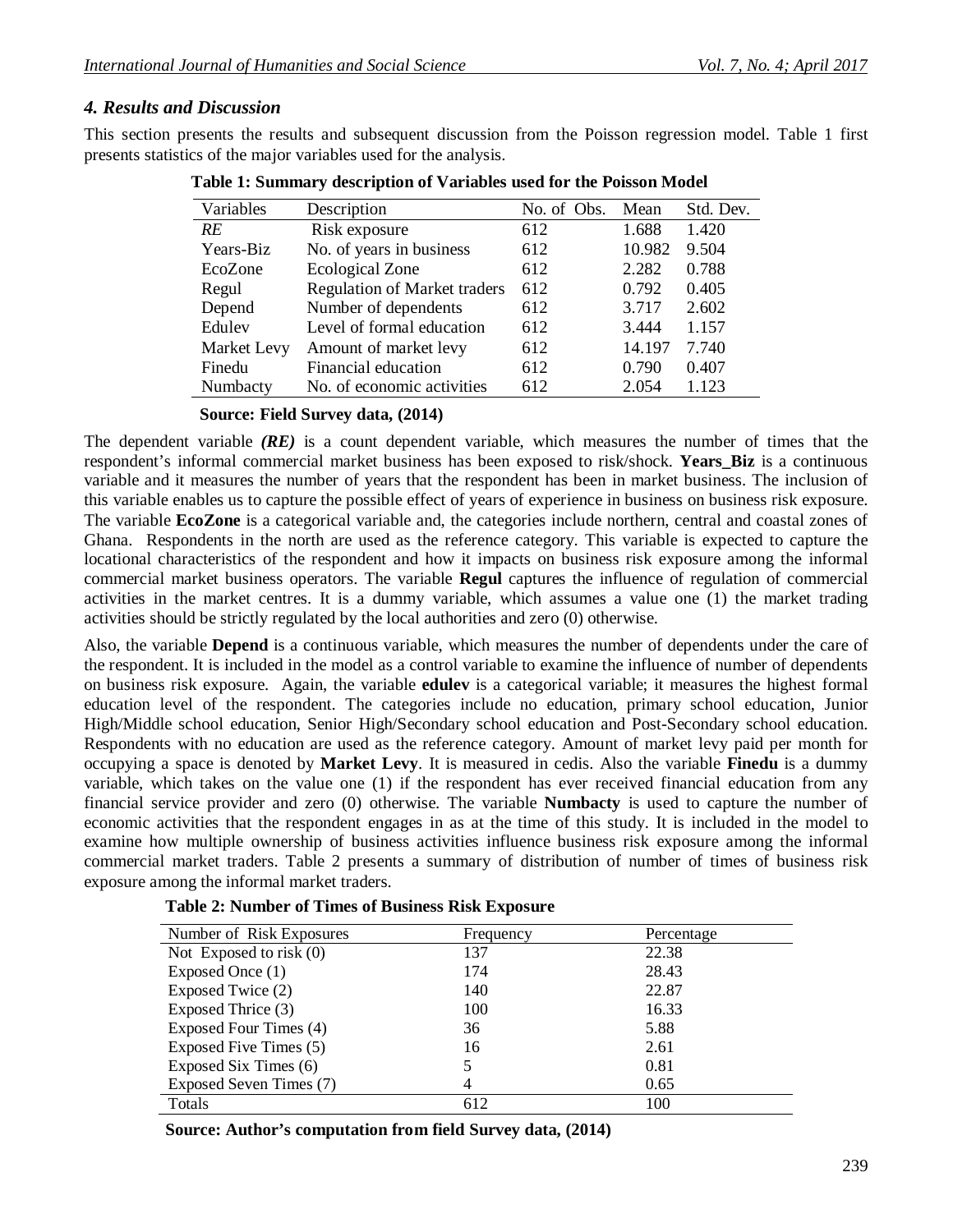### *4. Results and Discussion*

This section presents the results and subsequent discussion from the Poisson regression model. Table 1 first presents statistics of the major variables used for the analysis.

**Table 1: Summary description of Variables used for the Poisson Model**

| Variables | Description | No. of Obs. | Mean | Std. Dev. |
|---|---|---|---|---|
| *RE* | Risk exposure | 612 | 1.688 | 1.420 |
| Years-Biz | No. of years in business | 612 | 10.982 | 9.504 |
| EcoZone | Ecological Zone | 612 | 2.282 | 0.788 |
| Regul | Regulation of Market traders | 612 | 0.792 | 0.405 |
| Depend | Number of dependents | 612 | 3.717 | 2.602 |
| Edulev | Level of formal education | 612 | 3.444 | 1.157 |
| Market Levy | Amount of market levy | 612 | 14.197 | 7.740 |
| Finedu | Financial education | 612 | 0.790 | 0.407 |
| Numbacty | No. of economic activities | 612 | 2.054 | 1.123 |

**Source: Field Survey data, (2014)**

The dependent variable ***(RE)*** is a count dependent variable, which measures the number of times that the respondent's informal commercial market business has been exposed to risk/shock. **Years_Biz** is a continuous variable and it measures the number of years that the respondent has been in market business. The inclusion of this variable enables us to capture the possible effect of years of experience in business on business risk exposure. The variable **EcoZone** is a categorical variable and, the categories include northern, central and coastal zones of Ghana. Respondents in the north are used as the reference category. This variable is expected to capture the locational characteristics of the respondent and how it impacts on business risk exposure among the informal commercial market business operators. The variable **Regul** captures the influence of regulation of commercial activities in the market centres. It is a dummy variable, which assumes a value one (1) the market trading activities should be strictly regulated by the local authorities and zero (0) otherwise.

Also, the variable **Depend** is a continuous variable, which measures the number of dependents under the care of the respondent. It is included in the model as a control variable to examine the influence of number of dependents on business risk exposure. Again, the variable **edulev** is a categorical variable; it measures the highest formal education level of the respondent. The categories include no education, primary school education, Junior High/Middle school education, Senior High/Secondary school education and Post-Secondary school education. Respondents with no education are used as the reference category. Amount of market levy paid per month for occupying a space is denoted by **Market Levy**. It is measured in cedis. Also the variable **Finedu** is a dummy variable, which takes on the value one (1) if the respondent has ever received financial education from any financial service provider and zero (0) otherwise. The variable **Numbacty** is used to capture the number of economic activities that the respondent engages in as at the time of this study. It is included in the model to examine how multiple ownership of business activities influence business risk exposure among the informal commercial market traders. Table 2 presents a summary of distribution of number of times of business risk exposure among the informal market traders.

**Table 2: Number of Times of Business Risk Exposure**

| Number of Risk Exposures | Frequency | Percentage |
|---|---|---|
| Not Exposed to risk (0) | 137 | 22.38 |
| Exposed Once (1) | 174 | 28.43 |
| Exposed Twice (2) | 140 | 22.87 |
| Exposed Thrice (3) | 100 | 16.33 |
| Exposed Four Times (4) | 36 | 5.88 |
| Exposed Five Times (5) | 16 | 2.61 |
| Exposed Six Times (6) | 5 | 0.81 |
| Exposed Seven Times (7) | 4 | 0.65 |
| Totals | 612 | 100 |

**Source: Author's computation from field Survey data, (2014)**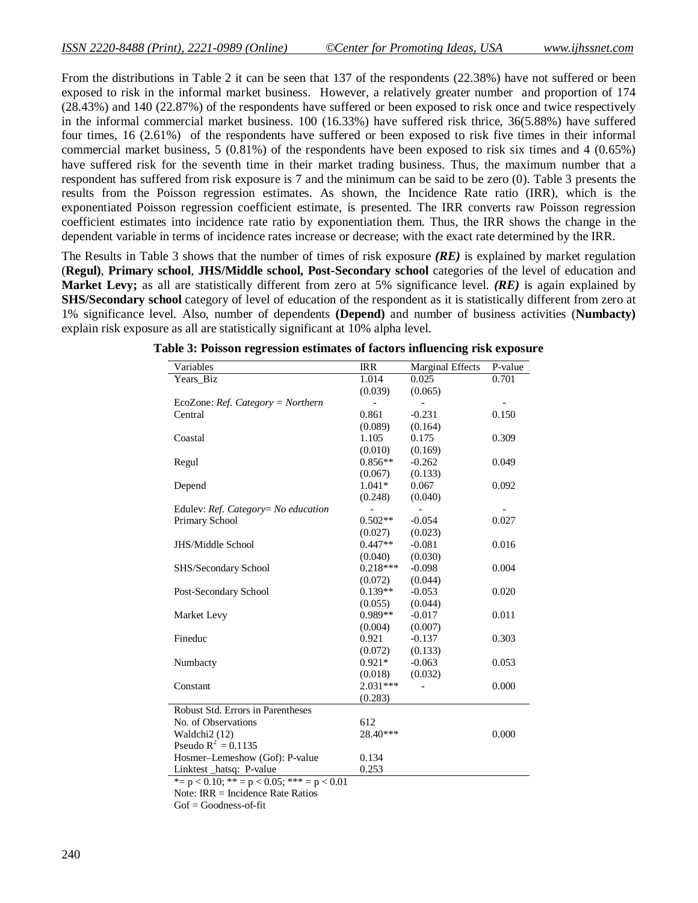From the distributions in Table 2 it can be seen that 137 of the respondents (22.38%) have not suffered or been exposed to risk in the informal market business. However, a relatively greater number and proportion of 174 (28.43%) and 140 (22.87%) of the respondents have suffered or been exposed to risk once and twice respectively in the informal commercial market business. 100 (16.33%) have suffered risk thrice, 36(5.88%) have suffered four times, 16 (2.61%) of the respondents have suffered or been exposed to risk five times in their informal commercial market business, 5 (0.81%) of the respondents have been exposed to risk six times and 4 (0.65%) have suffered risk for the seventh time in their market trading business. Thus, the maximum number that a respondent has suffered from risk exposure is 7 and the minimum can be said to be zero (0). Table 3 presents the results from the Poisson regression estimates. As shown, the Incidence Rate ratio (IRR), which is the exponentiated Poisson regression coefficient estimate, is presented. The IRR converts raw Poisson regression coefficient estimates into incidence rate ratio by exponentiation them. Thus, the IRR shows the change in the dependent variable in terms of incidence rates increase or decrease; with the exact rate determined by the IRR.

The Results in Table 3 shows that the number of times of risk exposure ***(RE)*** is explained by market regulation (**Regul)**, **Primary school**, **JHS/Middle school, Post-Secondary school** categories of the level of education and **Market Levy;** as all are statistically different from zero at 5% significance level. ***(RE)*** is again explained by **SHS/Secondary school** category of level of education of the respondent as it is statistically different from zero at 1% significance level. Also, number of dependents **(Depend)** and number of business activities (**Numbacty)** explain risk exposure as all are statistically significant at 10% alpha level.

**Table 3: Poisson regression estimates of factors influencing risk exposure**

| Variables | IRR | Marginal Effects | P-value |
|---|---|---|---|
| Years_Biz | 1.014 | 0.025 | 0.701 |
| | (0.039) | (0.065) | |
| EcoZone: *Ref. Category = Northern* | - | - | - |
| Central | 0.861 | -0.231 | 0.150 |
| | (0.089) | (0.164) | |
| Coastal | 1.105 | 0.175 | 0.309 |
| | (0.010) | (0.169) | |
| Regul | 0.856** | -0.262 | 0.049 |
| | (0.067) | (0.133) | |
| Depend | 1.041* | 0.067 | 0.092 |
| | (0.248) | (0.040) | |
| Edulev: *Ref. Category= No education* | - | - | - |
| Primary School | 0.502** | -0.054 | 0.027 |
| | (0.027) | (0.023) | |
| JHS/Middle School | 0.447** | -0.081 | 0.016 |
| | (0.040) | (0.030) | |
| SHS/Secondary School | 0.218*** | -0.098 | 0.004 |
| | (0.072) | (0.044) | |
| Post-Secondary School | 0.139** | -0.053 | 0.020 |
| | (0.055) | (0.044) | |
| Market Levy | 0.989** | -0.017 | 0.011 |
| | (0.004) | (0.007) | |
| Fineduc | 0.921 | -0.137 | 0.303 |
| | (0.072) | (0.133) | |
| Numbacty | 0.921* | -0.063 | 0.053 |
| | (0.018) | (0.032) | |
| Constant | 2.031*** | - | 0.000 |
| | (0.283) | | |
| Robust Std. Errors in Parentheses | | | |
| No. of Observations | 612 | | |
| Waldchi2 (12) | 28.40*** | | 0.000 |
| Pseudo $R^2$ = 0.1135 | | | |
| Hosmer–Lemeshow (Gof): P-value | 0.134 | | |
| Linktest _hatsq: P-value | 0.253 | | |

*= $p < 0.10$; ** = $p < 0.05$; *** = $p < 0.01$

Note: IRR = Incidence Rate Ratios

Gof = Goodness-of-fit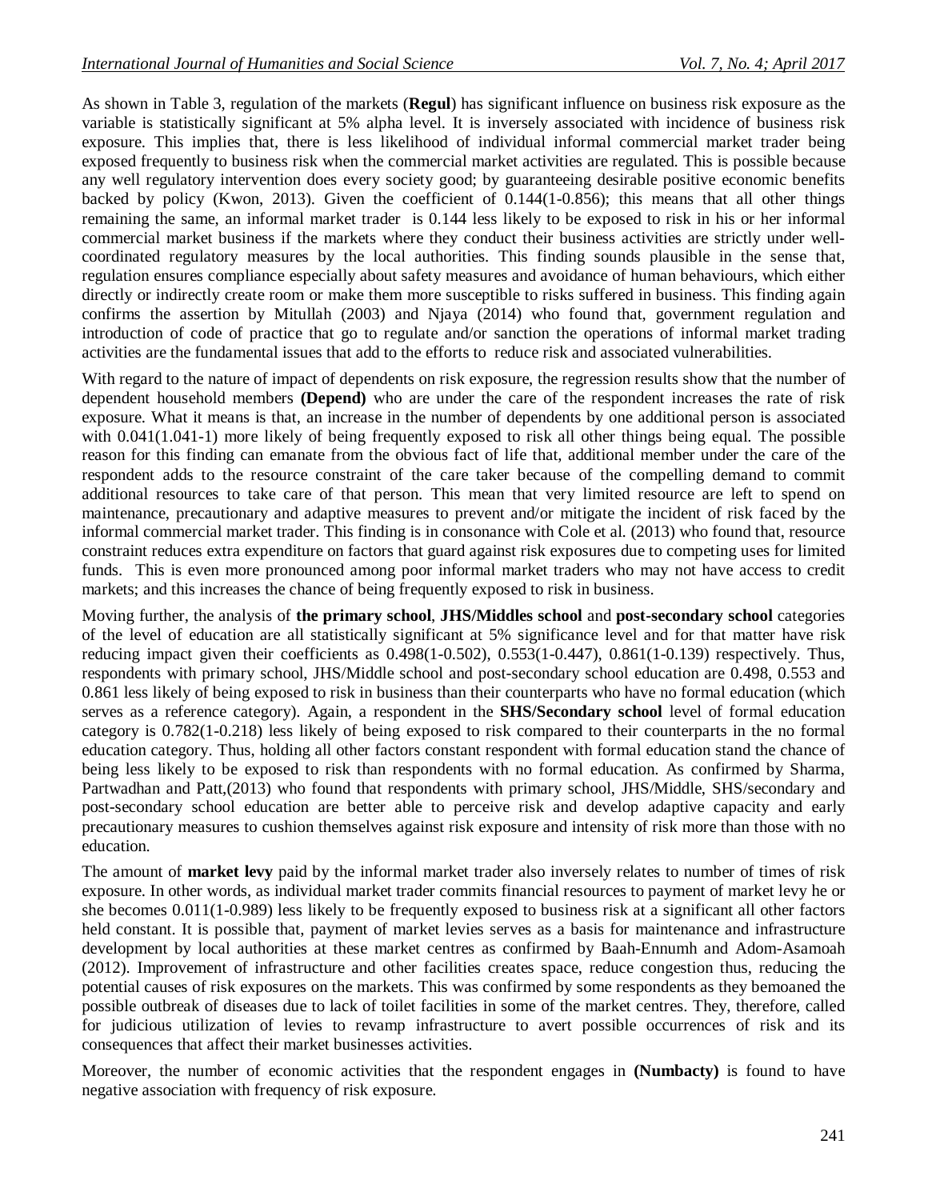As shown in Table 3, regulation of the markets (**Regul**) has significant influence on business risk exposure as the variable is statistically significant at 5% alpha level. It is inversely associated with incidence of business risk exposure. This implies that, there is less likelihood of individual informal commercial market trader being exposed frequently to business risk when the commercial market activities are regulated. This is possible because any well regulatory intervention does every society good; by guaranteeing desirable positive economic benefits backed by policy (Kwon, 2013). Given the coefficient of 0.144(1-0.856); this means that all other things remaining the same, an informal market trader is 0.144 less likely to be exposed to risk in his or her informal commercial market business if the markets where they conduct their business activities are strictly under well-coordinated regulatory measures by the local authorities. This finding sounds plausible in the sense that, regulation ensures compliance especially about safety measures and avoidance of human behaviours, which either directly or indirectly create room or make them more susceptible to risks suffered in business. This finding again confirms the assertion by Mitullah (2003) and Njaya (2014) who found that, government regulation and introduction of code of practice that go to regulate and/or sanction the operations of informal market trading activities are the fundamental issues that add to the efforts to reduce risk and associated vulnerabilities.

With regard to the nature of impact of dependents on risk exposure, the regression results show that the number of dependent household members **(Depend)** who are under the care of the respondent increases the rate of risk exposure. What it means is that, an increase in the number of dependents by one additional person is associated with 0.041(1.041-1) more likely of being frequently exposed to risk all other things being equal. The possible reason for this finding can emanate from the obvious fact of life that, additional member under the care of the respondent adds to the resource constraint of the care taker because of the compelling demand to commit additional resources to take care of that person. This mean that very limited resource are left to spend on maintenance, precautionary and adaptive measures to prevent and/or mitigate the incident of risk faced by the informal commercial market trader. This finding is in consonance with Cole et al. (2013) who found that, resource constraint reduces extra expenditure on factors that guard against risk exposures due to competing uses for limited funds. This is even more pronounced among poor informal market traders who may not have access to credit markets; and this increases the chance of being frequently exposed to risk in business.

Moving further, the analysis of **the primary school**, **JHS/Middles school** and **post-secondary school** categories of the level of education are all statistically significant at 5% significance level and for that matter have risk reducing impact given their coefficients as 0.498(1-0.502), 0.553(1-0.447), 0.861(1-0.139) respectively. Thus, respondents with primary school, JHS/Middle school and post-secondary school education are 0.498, 0.553 and 0.861 less likely of being exposed to risk in business than their counterparts who have no formal education (which serves as a reference category). Again, a respondent in the **SHS/Secondary school** level of formal education category is 0.782(1-0.218) less likely of being exposed to risk compared to their counterparts in the no formal education category. Thus, holding all other factors constant respondent with formal education stand the chance of being less likely to be exposed to risk than respondents with no formal education. As confirmed by Sharma, Partwadhan and Patt,(2013) who found that respondents with primary school, JHS/Middle, SHS/secondary and post-secondary school education are better able to perceive risk and develop adaptive capacity and early precautionary measures to cushion themselves against risk exposure and intensity of risk more than those with no education.

The amount of **market levy** paid by the informal market trader also inversely relates to number of times of risk exposure. In other words, as individual market trader commits financial resources to payment of market levy he or she becomes 0.011(1-0.989) less likely to be frequently exposed to business risk at a significant all other factors held constant. It is possible that, payment of market levies serves as a basis for maintenance and infrastructure development by local authorities at these market centres as confirmed by Baah-Ennumh and Adom-Asamoah (2012). Improvement of infrastructure and other facilities creates space, reduce congestion thus, reducing the potential causes of risk exposures on the markets. This was confirmed by some respondents as they bemoaned the possible outbreak of diseases due to lack of toilet facilities in some of the market centres. They, therefore, called for judicious utilization of levies to revamp infrastructure to avert possible occurrences of risk and its consequences that affect their market businesses activities.

Moreover, the number of economic activities that the respondent engages in **(Numbacty)** is found to have negative association with frequency of risk exposure.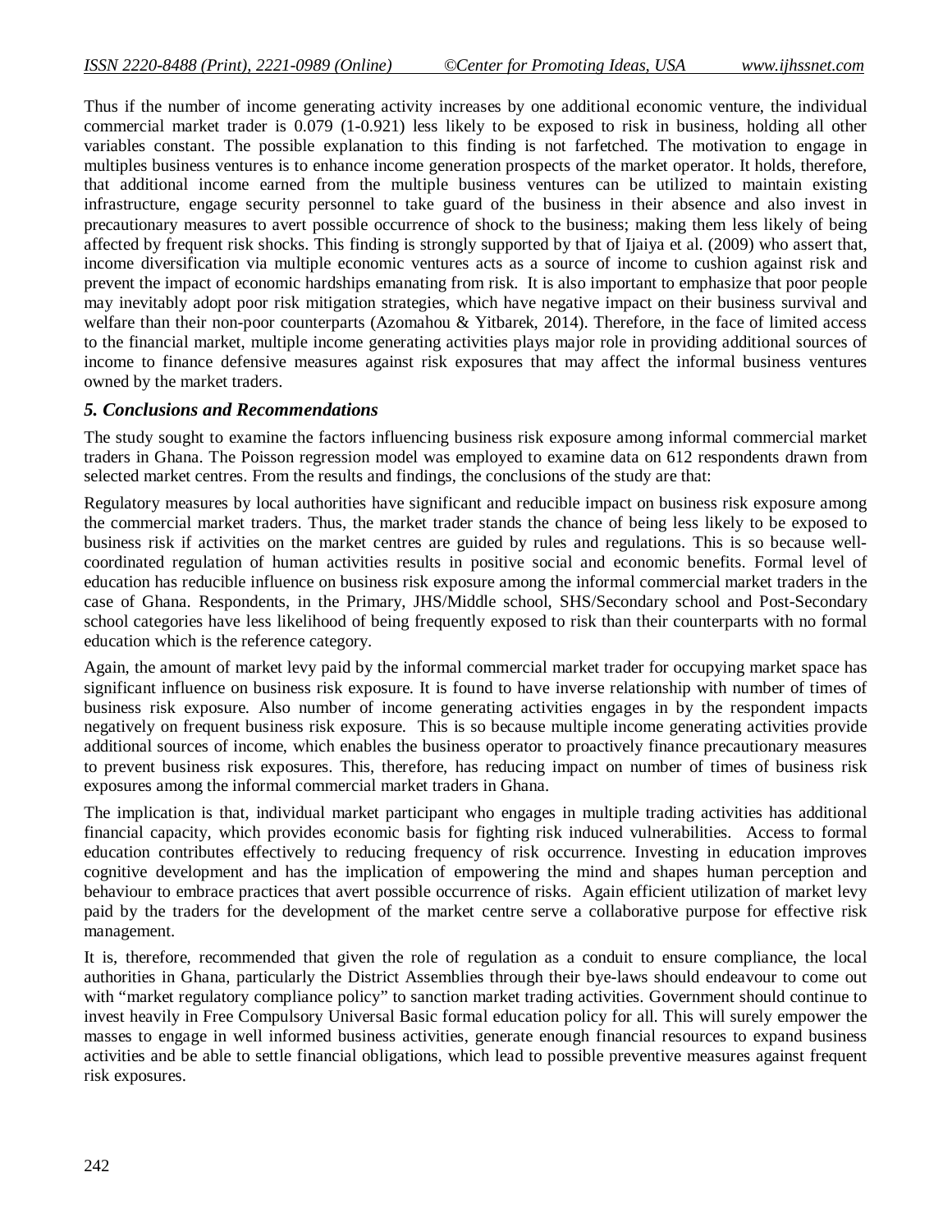Thus if the number of income generating activity increases by one additional economic venture, the individual commercial market trader is 0.079 (1-0.921) less likely to be exposed to risk in business, holding all other variables constant. The possible explanation to this finding is not farfetched. The motivation to engage in multiples business ventures is to enhance income generation prospects of the market operator. It holds, therefore, that additional income earned from the multiple business ventures can be utilized to maintain existing infrastructure, engage security personnel to take guard of the business in their absence and also invest in precautionary measures to avert possible occurrence of shock to the business; making them less likely of being affected by frequent risk shocks. This finding is strongly supported by that of Ijaiya et al. (2009) who assert that, income diversification via multiple economic ventures acts as a source of income to cushion against risk and prevent the impact of economic hardships emanating from risk. It is also important to emphasize that poor people may inevitably adopt poor risk mitigation strategies, which have negative impact on their business survival and welfare than their non-poor counterparts (Azomahou & Yitbarek, 2014). Therefore, in the face of limited access to the financial market, multiple income generating activities plays major role in providing additional sources of income to finance defensive measures against risk exposures that may affect the informal business ventures owned by the market traders.

### *5. Conclusions and Recommendations*

The study sought to examine the factors influencing business risk exposure among informal commercial market traders in Ghana. The Poisson regression model was employed to examine data on 612 respondents drawn from selected market centres. From the results and findings, the conclusions of the study are that:

Regulatory measures by local authorities have significant and reducible impact on business risk exposure among the commercial market traders. Thus, the market trader stands the chance of being less likely to be exposed to business risk if activities on the market centres are guided by rules and regulations. This is so because well-coordinated regulation of human activities results in positive social and economic benefits. Formal level of education has reducible influence on business risk exposure among the informal commercial market traders in the case of Ghana. Respondents, in the Primary, JHS/Middle school, SHS/Secondary school and Post-Secondary school categories have less likelihood of being frequently exposed to risk than their counterparts with no formal education which is the reference category.

Again, the amount of market levy paid by the informal commercial market trader for occupying market space has significant influence on business risk exposure. It is found to have inverse relationship with number of times of business risk exposure. Also number of income generating activities engages in by the respondent impacts negatively on frequent business risk exposure. This is so because multiple income generating activities provide additional sources of income, which enables the business operator to proactively finance precautionary measures to prevent business risk exposures. This, therefore, has reducing impact on number of times of business risk exposures among the informal commercial market traders in Ghana.

The implication is that, individual market participant who engages in multiple trading activities has additional financial capacity, which provides economic basis for fighting risk induced vulnerabilities. Access to formal education contributes effectively to reducing frequency of risk occurrence. Investing in education improves cognitive development and has the implication of empowering the mind and shapes human perception and behaviour to embrace practices that avert possible occurrence of risks. Again efficient utilization of market levy paid by the traders for the development of the market centre serve a collaborative purpose for effective risk management.

It is, therefore, recommended that given the role of regulation as a conduit to ensure compliance, the local authorities in Ghana, particularly the District Assemblies through their bye-laws should endeavour to come out with "market regulatory compliance policy" to sanction market trading activities. Government should continue to invest heavily in Free Compulsory Universal Basic formal education policy for all. This will surely empower the masses to engage in well informed business activities, generate enough financial resources to expand business activities and be able to settle financial obligations, which lead to possible preventive measures against frequent risk exposures.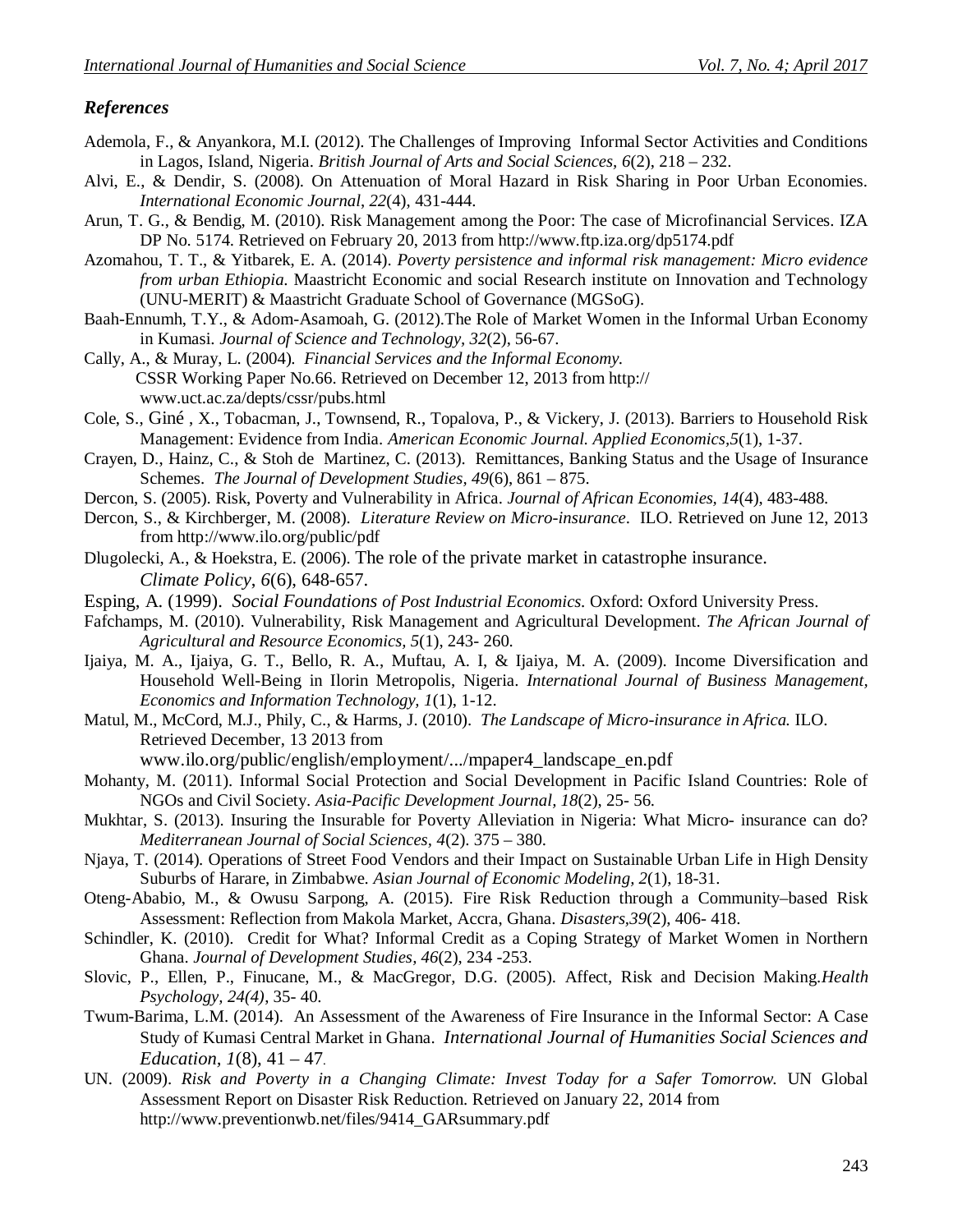## *References*

Ademola, F., & Anyankora, M.I. (2012). The Challenges of Improving Informal Sector Activities and Conditions in Lagos, Island, Nigeria. *British Journal of Arts and Social Sciences, 6*(2), 218 – 232.

Alvi, E., & Dendir, S. (2008). On Attenuation of Moral Hazard in Risk Sharing in Poor Urban Economies. *International Economic Journal, 22*(4), 431-444.

Arun, T. G., & Bendig, M. (2010). Risk Management among the Poor: The case of Microfinancial Services. IZA DP No. 5174. Retrieved on February 20, 2013 from http://www.ftp.iza.org/dp5174.pdf

Azomahou, T. T., & Yitbarek, E. A. (2014). *Poverty persistence and informal risk management: Micro evidence from urban Ethiopia.* Maastricht Economic and social Research institute on Innovation and Technology (UNU-MERIT) & Maastricht Graduate School of Governance (MGSoG).

Baah-Ennumh, T.Y., & Adom-Asamoah, G. (2012).The Role of Market Women in the Informal Urban Economy in Kumasi. *Journal of Science and Technology, 32*(2), 56-67.

Cally, A., & Muray, L. (2004). *Financial Services and the Informal Economy.* CSSR Working Paper No.66. Retrieved on December 12, 2013 from http:// www.uct.ac.za/depts/cssr/pubs.html

Cole, S., Giné , X., Tobacman, J., Townsend, R., Topalova, P., & Vickery, J. (2013). Barriers to Household Risk Management: Evidence from India. *American Economic Journal. Applied Economics,5*(1), 1-37.

Crayen, D., Hainz, C., & Stoh de Martinez, C. (2013). Remittances, Banking Status and the Usage of Insurance Schemes. *The Journal of Development Studies, 49*(6), 861 – 875.

Dercon, S. (2005). Risk, Poverty and Vulnerability in Africa. *Journal of African Economies, 14*(4), 483-488.

Dercon, S., & Kirchberger, M. (2008). *Literature Review on Micro-insurance*. ILO. Retrieved on June 12, 2013 from http://www.ilo.org/public/pdf

Dlugolecki, A., & Hoekstra, E. (2006). The role of the private market in catastrophe insurance. *Climate Policy, 6*(6), 648-657.

Esping, A. (1999). *Social Foundations of Post Industrial Economics.* Oxford: Oxford University Press.

Fafchamps, M. (2010). Vulnerability, Risk Management and Agricultural Development. *The African Journal of Agricultural and Resource Economics, 5*(1), 243- 260.

Ijaiya, M. A., Ijaiya, G. T., Bello, R. A., Muftau, A. I, & Ijaiya, M. A. (2009). Income Diversification and Household Well-Being in Ilorin Metropolis, Nigeria. *International Journal of Business Management, Economics and Information Technology, 1*(1), 1-12.

Matul, M., McCord, M.J., Phily, C., & Harms, J. (2010). *The Landscape of Micro-insurance in Africa.* ILO. Retrieved December, 13 2013 from www.ilo.org/public/english/employment/.../mpaper4_landscape_en.pdf

Mohanty, M. (2011). Informal Social Protection and Social Development in Pacific Island Countries: Role of NGOs and Civil Society. *Asia-Pacific Development Journal, 18*(2), 25- 56.

Mukhtar, S. (2013). Insuring the Insurable for Poverty Alleviation in Nigeria: What Micro- insurance can do? *Mediterranean Journal of Social Sciences, 4*(2). 375 – 380.

Njaya, T. (2014). Operations of Street Food Vendors and their Impact on Sustainable Urban Life in High Density Suburbs of Harare, in Zimbabwe. *Asian Journal of Economic Modeling, 2*(1), 18-31.

Oteng-Ababio, M., & Owusu Sarpong, A. (2015). Fire Risk Reduction through a Community–based Risk Assessment: Reflection from Makola Market, Accra, Ghana. *Disasters,39*(2), 406- 418.

Schindler, K. (2010). Credit for What? Informal Credit as a Coping Strategy of Market Women in Northern Ghana. *Journal of Development Studies, 46*(2), 234 -253.

Slovic, P., Ellen, P., Finucane, M., & MacGregor, D.G. (2005). Affect, Risk and Decision Making.*Health Psychology, 24(4)*, 35- 40.

Twum-Barima, L.M. (2014). An Assessment of the Awareness of Fire Insurance in the Informal Sector: A Case Study of Kumasi Central Market in Ghana. *International Journal of Humanities Social Sciences and Education, 1*(8), 41 – 47.

UN. (2009). *Risk and Poverty in a Changing Climate: Invest Today for a Safer Tomorrow.* UN Global Assessment Report on Disaster Risk Reduction. Retrieved on January 22, 2014 from http://www.preventionwb.net/files/9414_GARsummary.pdf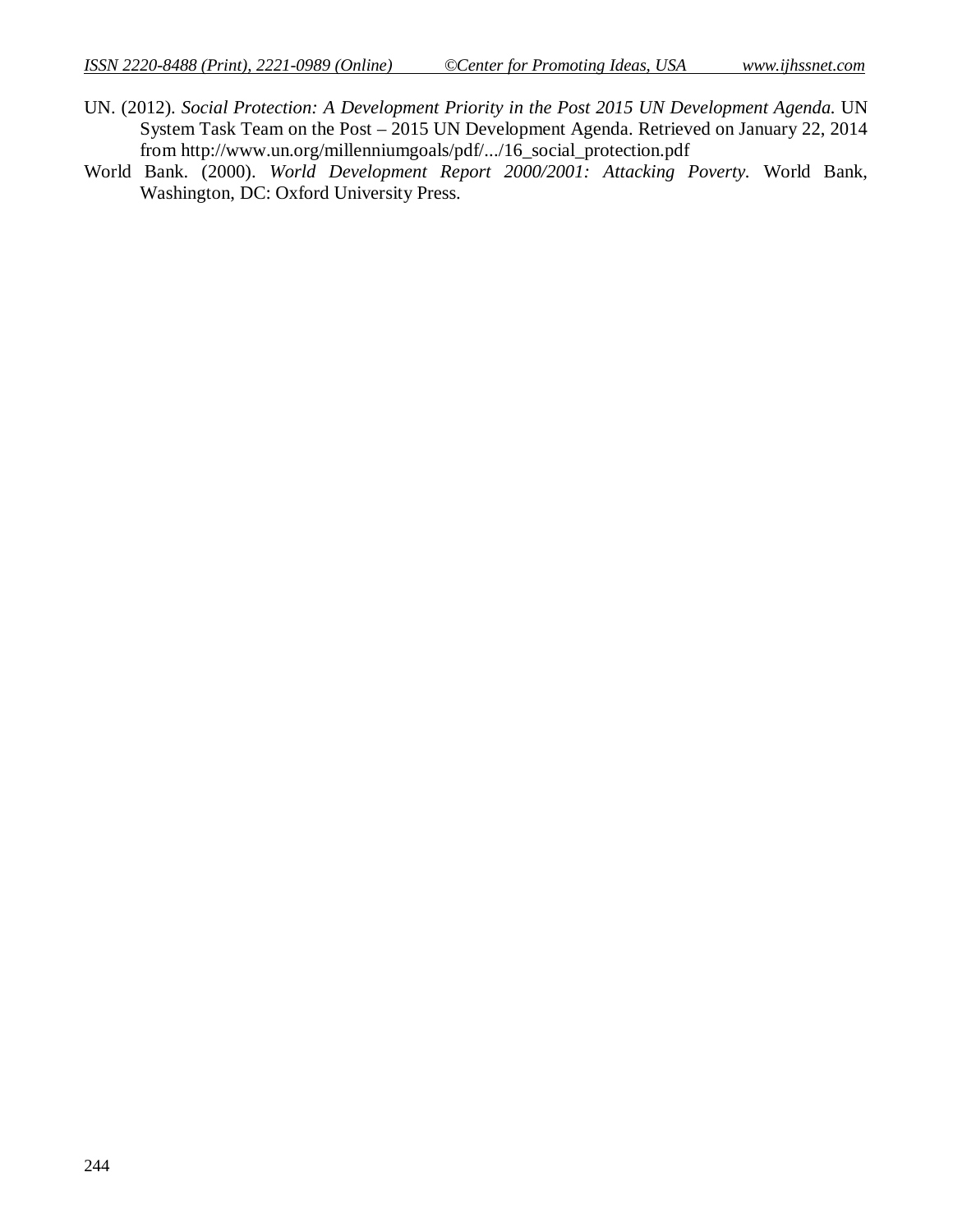UN. (2012). *Social Protection: A Development Priority in the Post 2015 UN Development Agenda.* UN System Task Team on the Post – 2015 UN Development Agenda. Retrieved on January 22, 2014 from http://www.un.org/millenniumgoals/pdf/.../16_social_protection.pdf

World Bank. (2000). *World Development Report 2000/2001: Attacking Poverty.* World Bank, Washington, DC: Oxford University Press.